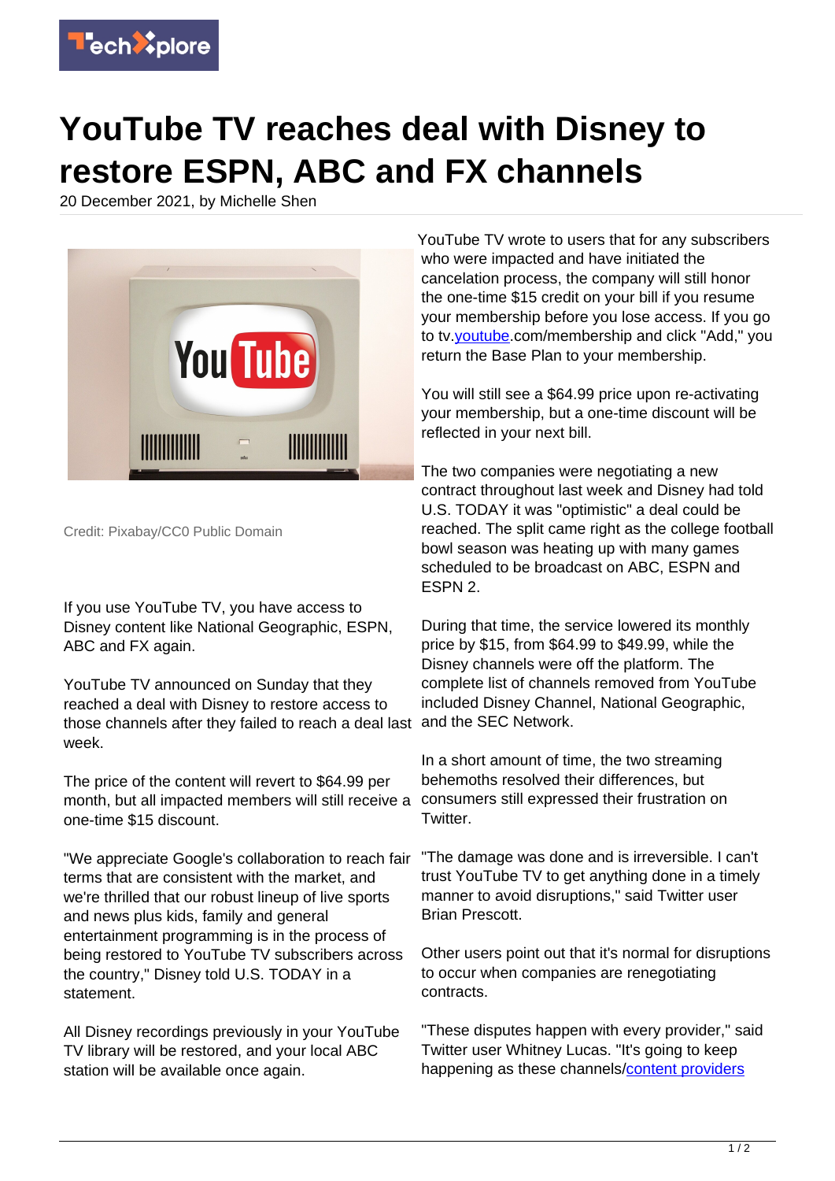# YouTube TV reaches deal with Disney to restore ESPN, ABC and FX channels

20 December 2021, by Michelle Shen

Credit: Pixabay/CC0 Public Domain

If you use YouTube TV, you have access to Disney content like National Geographic, ESPN, ABC and FX again.

YouTube TV announced on Sunday that they reached a deal with Disney to restore access to those channels after they failed to reach a deal last week.

The price of the content will revert to $64.99 per month, but all impacted members will still receive a one-time $15 discount.

"We appreciate Google's collaboration to reach fair terms that are consistent with the market, and we're thrilled that our robust lineup of live sports and news plus kids, family and general entertainment programming is in the process of being restored to YouTube TV subscribers across the country," Disney told U.S. TODAY in a statement.

All Disney recordings previously in your YouTube TV library will be restored, and your local ABC station will be available once again.

YouTube TV wrote to users that for any subscribers who were impacted and have initiated the cancelation process, the company will still honor the one-time $15 credit on your bill if you resume your membership before you lose access. If you go to tv.youtube.com/membership and click "Add," you return the Base Plan to your membership.

You will still see a $64.99 price upon re-activating your membership, but a one-time discount will be reflected in your next bill.

The two companies were negotiating a new contract throughout last week and Disney had told U.S. TODAY it was "optimistic" a deal could be reached. The split came right as the college football bowl season was heating up with many games scheduled to be broadcast on ABC, ESPN and ESPN 2.

During that time, the service lowered its monthly price by $15, from $64.99 to $49.99, while the Disney channels were off the platform. The complete list of channels removed from YouTube included Disney Channel, National Geographic, and the SEC Network.

In a short amount of time, the two streaming behemoths resolved their differences, but consumers still expressed their frustration on Twitter.

"The damage was done and is irreversible. I can't trust YouTube TV to get anything done in a timely manner to avoid disruptions," said Twitter user Brian Prescott.

Other users point out that it's normal for disruptions to occur when companies are renegotiating contracts.

"These disputes happen with every provider," said Twitter user Whitney Lucas. "It's going to keep happening as these channels/content providers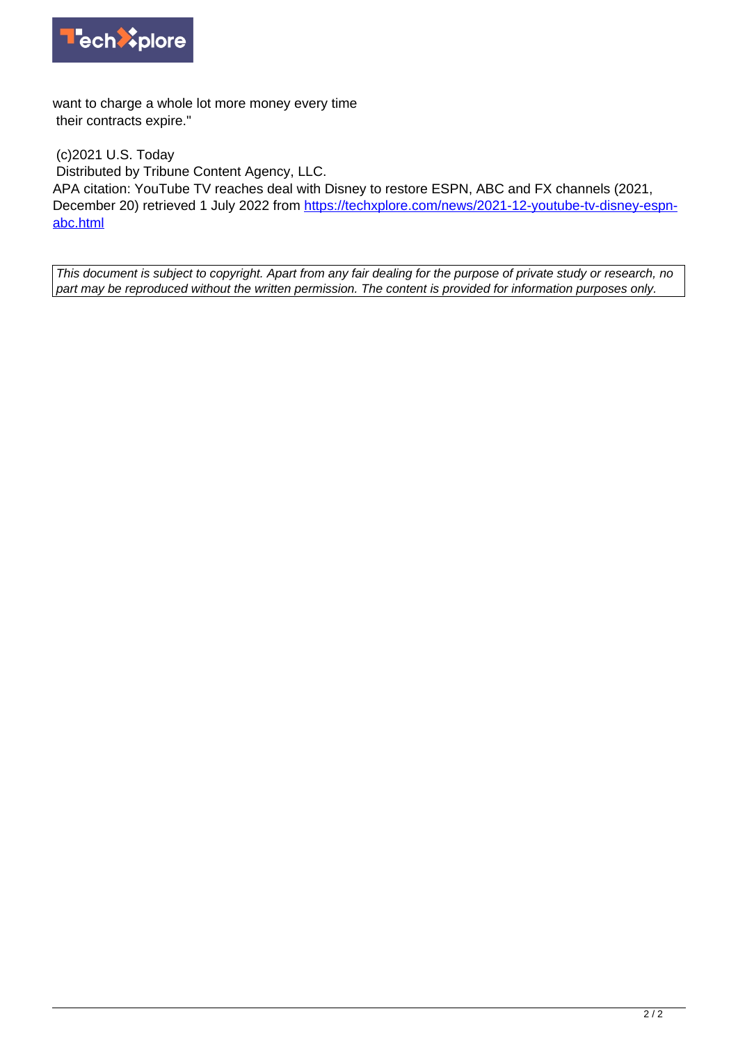want to charge a whole lot more money every time their contracts expire."

(c)2021 U.S. Today
Distributed by Tribune Content Agency, LLC.

APA citation: YouTube TV reaches deal with Disney to restore ESPN, ABC and FX channels (2021, December 20) retrieved 1 July 2022 from https://techxplore.com/news/2021-12-youtube-tv-disney-espn-abc.html

*This document is subject to copyright. Apart from any fair dealing for the purpose of private study or research, no part may be reproduced without the written permission. The content is provided for information purposes only.*